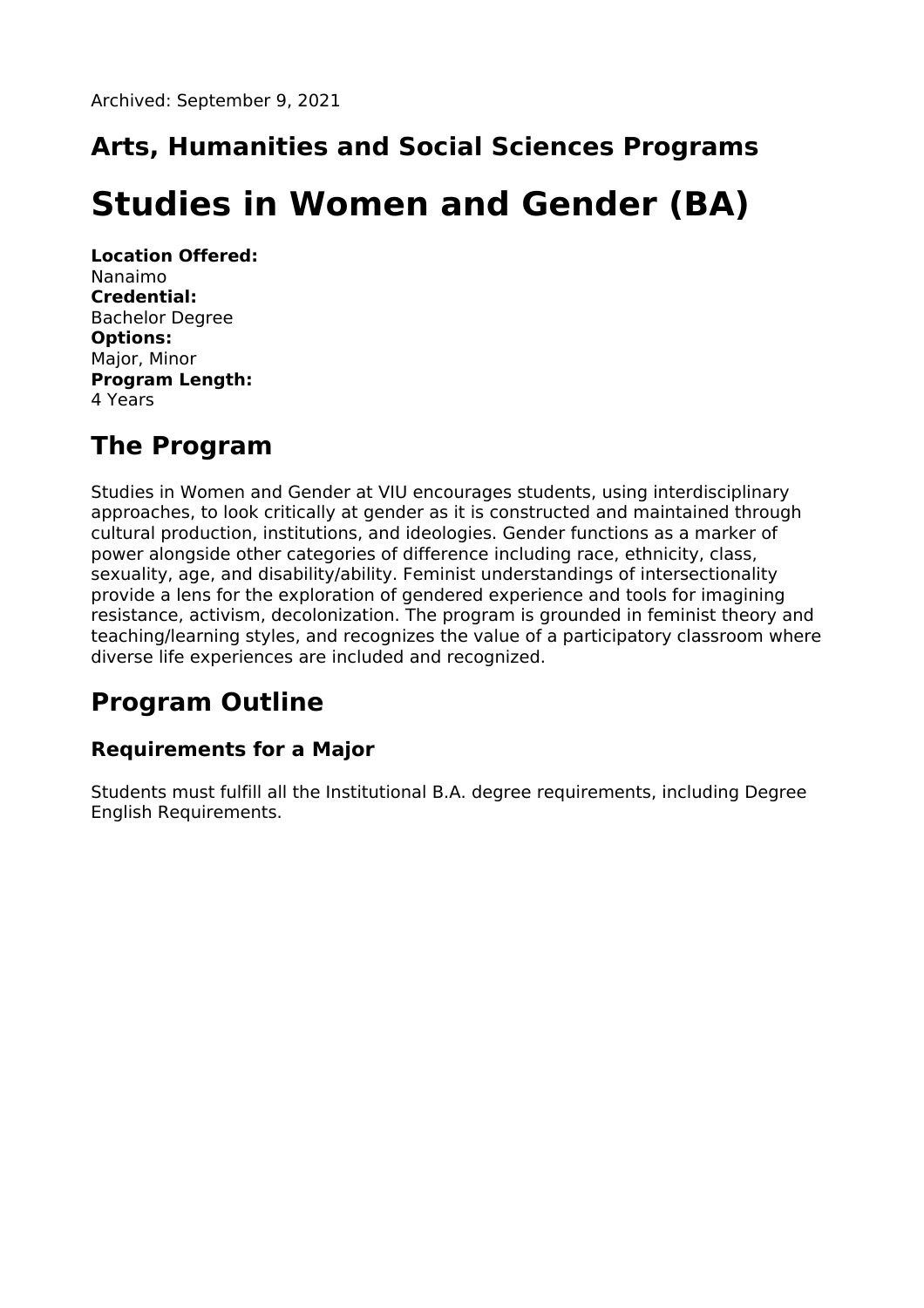Archived: September 9, 2021

## Arts, Humanities and Social Sciences Programs

# Studies in Women and Gender (BA)

**Location Offered:**
Nanaimo
**Credential:**
Bachelor Degree
**Options:**
Major, Minor
**Program Length:**
4 Years

## The Program

Studies in Women and Gender at VIU encourages students, using interdisciplinary approaches, to look critically at gender as it is constructed and maintained through cultural production, institutions, and ideologies. Gender functions as a marker of power alongside other categories of difference including race, ethnicity, class, sexuality, age, and disability/ability. Feminist understandings of intersectionality provide a lens for the exploration of gendered experience and tools for imagining resistance, activism, decolonization. The program is grounded in feminist theory and teaching/learning styles, and recognizes the value of a participatory classroom where diverse life experiences are included and recognized.

## Program Outline

### Requirements for a Major

Students must fulfill all the Institutional B.A. degree requirements, including Degree English Requirements.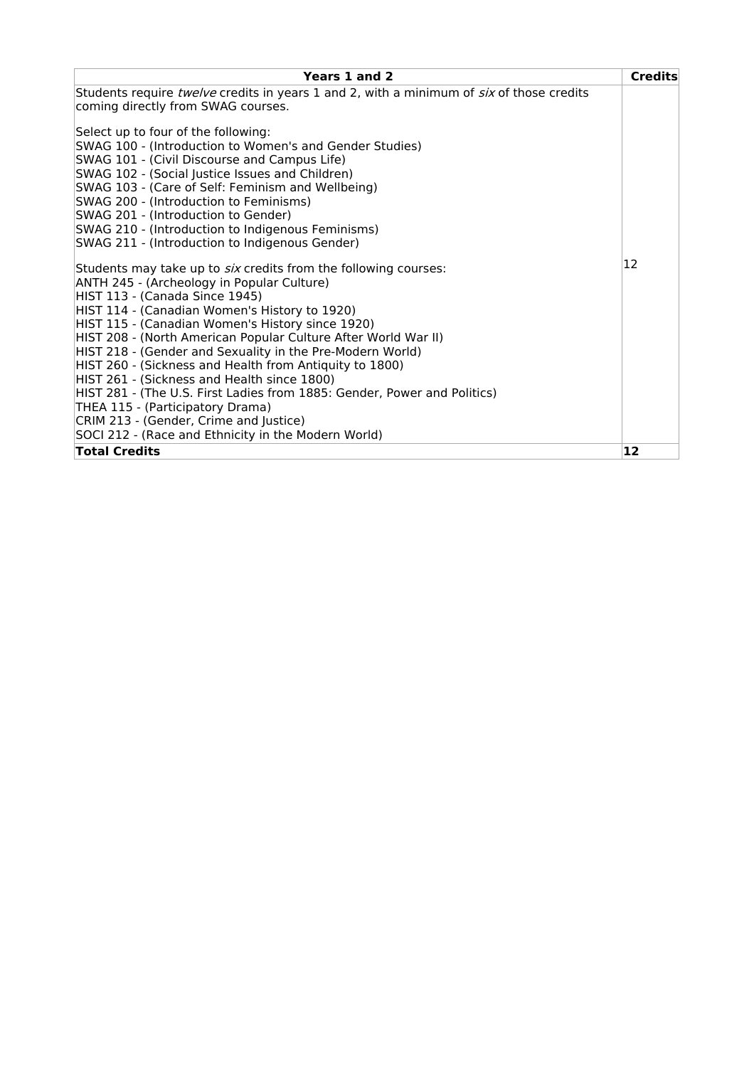| Years 1 and 2 | Credits |
|---|---|
| Students require *twelve* credits in years 1 and 2, with a minimum of *six* of those credits coming directly from SWAG courses.<br><br>Select up to four of the following:<br>SWAG 100 - (Introduction to Women's and Gender Studies)<br>SWAG 101 - (Civil Discourse and Campus Life)<br>SWAG 102 - (Social Justice Issues and Children)<br>SWAG 103 - (Care of Self: Feminism and Wellbeing)<br>SWAG 200 - (Introduction to Feminisms)<br>SWAG 201 - (Introduction to Gender)<br>SWAG 210 - (Introduction to Indigenous Feminisms)<br>SWAG 211 - (Introduction to Indigenous Gender)<br><br>Students may take up to *six* credits from the following courses:<br>ANTH 245 - (Archeology in Popular Culture)<br>HIST 113 - (Canada Since 1945)<br>HIST 114 - (Canadian Women's History to 1920)<br>HIST 115 - (Canadian Women's History since 1920)<br>HIST 208 - (North American Popular Culture After World War II)<br>HIST 218 - (Gender and Sexuality in the Pre-Modern World)<br>HIST 260 - (Sickness and Health from Antiquity to 1800)<br>HIST 261 - (Sickness and Health since 1800)<br>HIST 281 - (The U.S. First Ladies from 1885: Gender, Power and Politics)<br>THEA 115 - (Participatory Drama)<br>CRIM 213 - (Gender, Crime and Justice)<br>SOCI 212 - (Race and Ethnicity in the Modern World) | 12 |
| **Total Credits** | **12** |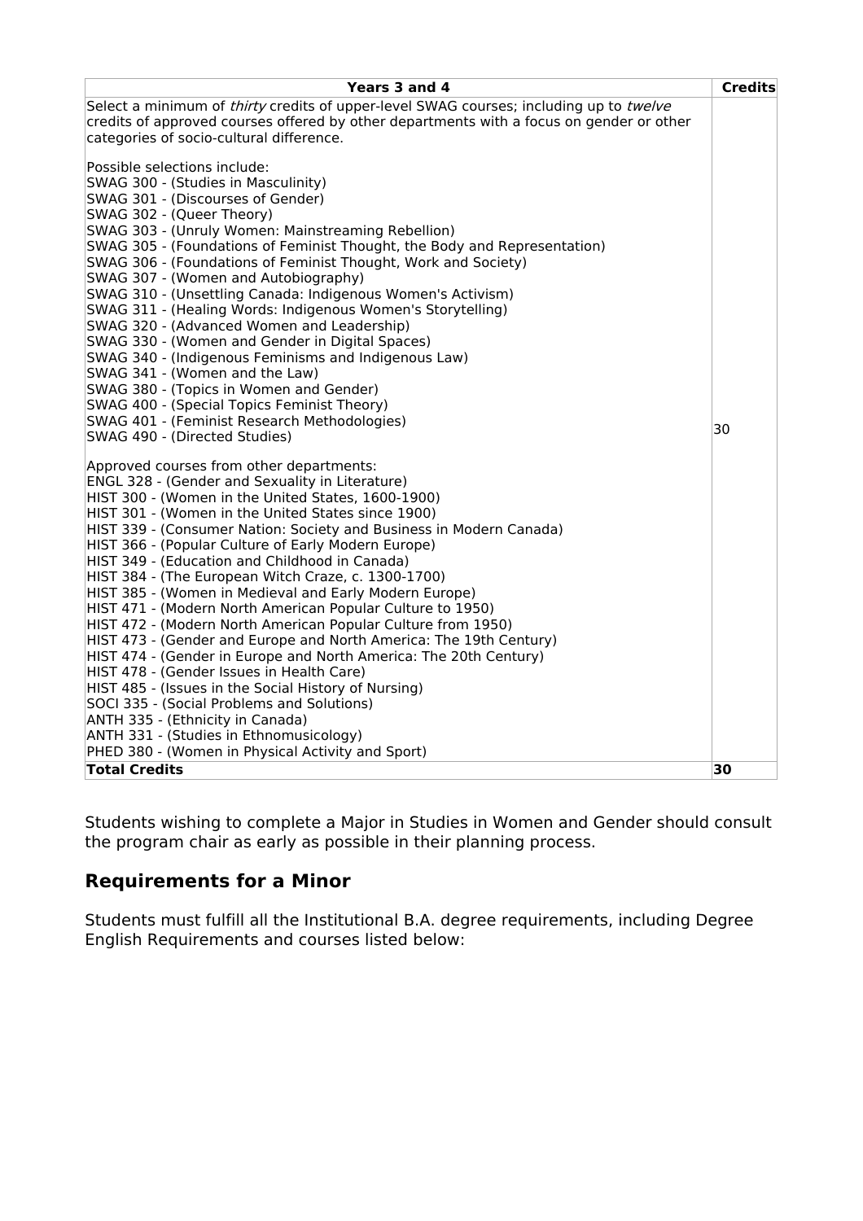| Years 3 and 4 | Credits |
| --- | --- |
| Select a minimum of *thirty* credits of upper-level SWAG courses; including up to *twelve* credits of approved courses offered by other departments with a focus on gender or other categories of socio-cultural difference.<br><br>Possible selections include:<br>SWAG 300 - (Studies in Masculinity)<br>SWAG 301 - (Discourses of Gender)<br>SWAG 302 - (Queer Theory)<br>SWAG 303 - (Unruly Women: Mainstreaming Rebellion)<br>SWAG 305 - (Foundations of Feminist Thought, the Body and Representation)<br>SWAG 306 - (Foundations of Feminist Thought, Work and Society)<br>SWAG 307 - (Women and Autobiography)<br>SWAG 310 - (Unsettling Canada: Indigenous Women's Activism)<br>SWAG 311 - (Healing Words: Indigenous Women's Storytelling)<br>SWAG 320 - (Advanced Women and Leadership)<br>SWAG 330 - (Women and Gender in Digital Spaces)<br>SWAG 340 - (Indigenous Feminisms and Indigenous Law)<br>SWAG 341 - (Women and the Law)<br>SWAG 380 - (Topics in Women and Gender)<br>SWAG 400 - (Special Topics Feminist Theory)<br>SWAG 401 - (Feminist Research Methodologies)<br>SWAG 490 - (Directed Studies)<br><br>Approved courses from other departments:<br>ENGL 328 - (Gender and Sexuality in Literature)<br>HIST 300 - (Women in the United States, 1600-1900)<br>HIST 301 - (Women in the United States since 1900)<br>HIST 339 - (Consumer Nation: Society and Business in Modern Canada)<br>HIST 366 - (Popular Culture of Early Modern Europe)<br>HIST 349 - (Education and Childhood in Canada)<br>HIST 384 - (The European Witch Craze, c. 1300-1700)<br>HIST 385 - (Women in Medieval and Early Modern Europe)<br>HIST 471 - (Modern North American Popular Culture to 1950)<br>HIST 472 - (Modern North American Popular Culture from 1950)<br>HIST 473 - (Gender and Europe and North America: The 19th Century)<br>HIST 474 - (Gender in Europe and North America: The 20th Century)<br>HIST 478 - (Gender Issues in Health Care)<br>HIST 485 - (Issues in the Social History of Nursing)<br>SOCI 335 - (Social Problems and Solutions)<br>ANTH 335 - (Ethnicity in Canada)<br>ANTH 331 - (Studies in Ethnomusicology)<br>PHED 380 - (Women in Physical Activity and Sport) | 30 |
| **Total Credits** | **30** |

Students wishing to complete a Major in Studies in Women and Gender should consult the program chair as early as possible in their planning process.

## Requirements for a Minor

Students must fulfill all the Institutional B.A. degree requirements, including Degree English Requirements and courses listed below: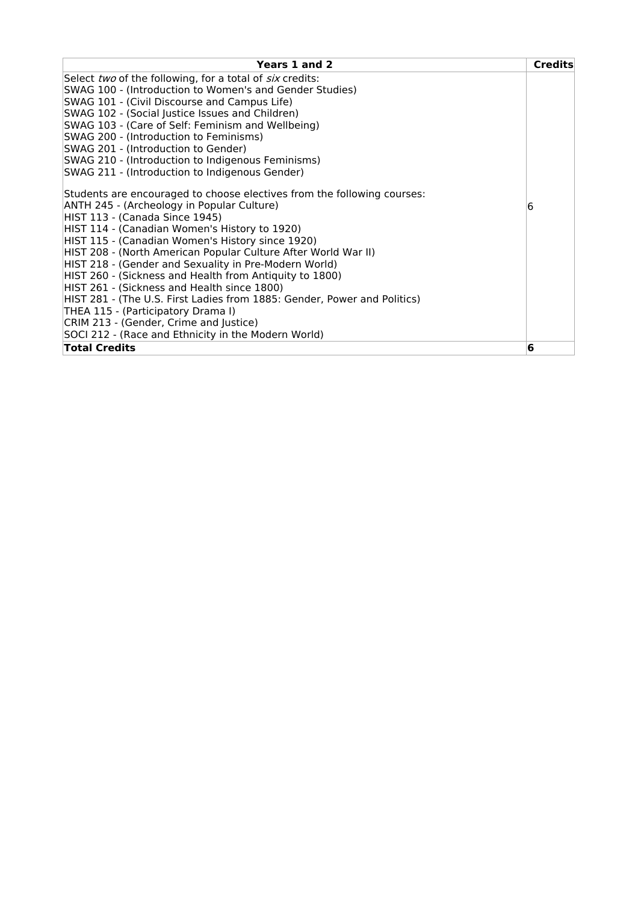| Years 1 and 2 | Credits |
|---|---|
| Select *two* of the following, for a total of *six* credits:<br>SWAG 100 - (Introduction to Women's and Gender Studies)<br>SWAG 101 - (Civil Discourse and Campus Life)<br>SWAG 102 - (Social Justice Issues and Children)<br>SWAG 103 - (Care of Self: Feminism and Wellbeing)<br>SWAG 200 - (Introduction to Feminisms)<br>SWAG 201 - (Introduction to Gender)<br>SWAG 210 - (Introduction to Indigenous Feminisms)<br>SWAG 211 - (Introduction to Indigenous Gender)<br><br>Students are encouraged to choose electives from the following courses:<br>ANTH 245 - (Archeology in Popular Culture)<br>HIST 113 - (Canada Since 1945)<br>HIST 114 - (Canadian Women's History to 1920)<br>HIST 115 - (Canadian Women's History since 1920)<br>HIST 208 - (North American Popular Culture After World War II)<br>HIST 218 - (Gender and Sexuality in Pre-Modern World)<br>HIST 260 - (Sickness and Health from Antiquity to 1800)<br>HIST 261 - (Sickness and Health since 1800)<br>HIST 281 - (The U.S. First Ladies from 1885: Gender, Power and Politics)<br>THEA 115 - (Participatory Drama I)<br>CRIM 213 - (Gender, Crime and Justice)<br>SOCI 212 - (Race and Ethnicity in the Modern World) | 6 |
| **Total Credits** | **6** |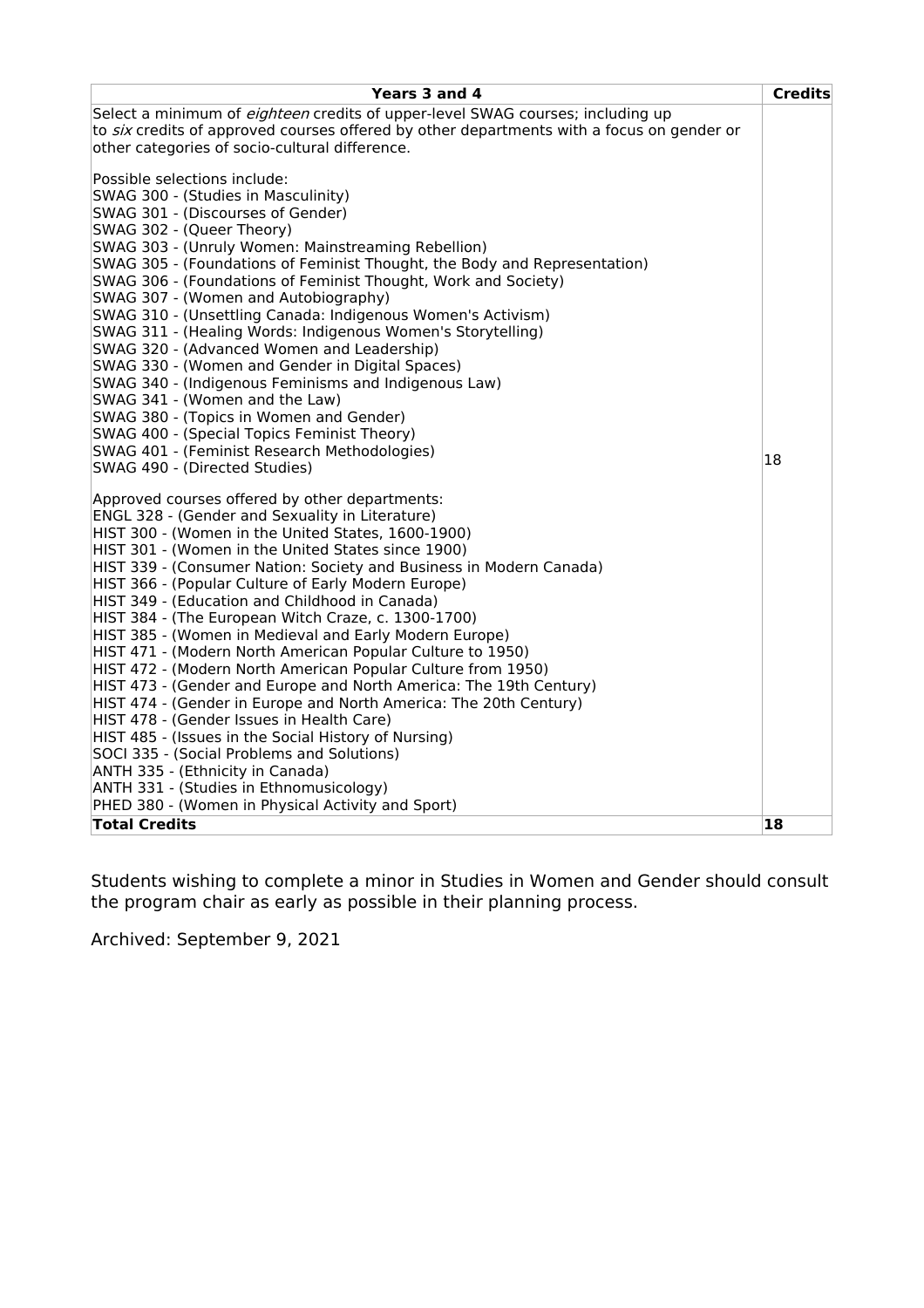| Years 3 and 4 | Credits |
|---|---|
| Select a minimum of *eighteen* credits of upper-level SWAG courses; including up to *six* credits of approved courses offered by other departments with a focus on gender or other categories of socio-cultural difference.<br><br>Possible selections include:<br>SWAG 300 - (Studies in Masculinity)<br>SWAG 301 - (Discourses of Gender)<br>SWAG 302 - (Queer Theory)<br>SWAG 303 - (Unruly Women: Mainstreaming Rebellion)<br>SWAG 305 - (Foundations of Feminist Thought, the Body and Representation)<br>SWAG 306 - (Foundations of Feminist Thought, Work and Society)<br>SWAG 307 - (Women and Autobiography)<br>SWAG 310 - (Unsettling Canada: Indigenous Women's Activism)<br>SWAG 311 - (Healing Words: Indigenous Women's Storytelling)<br>SWAG 320 - (Advanced Women and Leadership)<br>SWAG 330 - (Women and Gender in Digital Spaces)<br>SWAG 340 - (Indigenous Feminisms and Indigenous Law)<br>SWAG 341 - (Women and the Law)<br>SWAG 380 - (Topics in Women and Gender)<br>SWAG 400 - (Special Topics Feminist Theory)<br>SWAG 401 - (Feminist Research Methodologies)<br>SWAG 490 - (Directed Studies)<br><br>Approved courses offered by other departments:<br>ENGL 328 - (Gender and Sexuality in Literature)<br>HIST 300 - (Women in the United States, 1600-1900)<br>HIST 301 - (Women in the United States since 1900)<br>HIST 339 - (Consumer Nation: Society and Business in Modern Canada)<br>HIST 366 - (Popular Culture of Early Modern Europe)<br>HIST 349 - (Education and Childhood in Canada)<br>HIST 384 - (The European Witch Craze, c. 1300-1700)<br>HIST 385 - (Women in Medieval and Early Modern Europe)<br>HIST 471 - (Modern North American Popular Culture to 1950)<br>HIST 472 - (Modern North American Popular Culture from 1950)<br>HIST 473 - (Gender and Europe and North America: The 19th Century)<br>HIST 474 - (Gender in Europe and North America: The 20th Century)<br>HIST 478 - (Gender Issues in Health Care)<br>HIST 485 - (Issues in the Social History of Nursing)<br>SOCI 335 - (Social Problems and Solutions)<br>ANTH 335 - (Ethnicity in Canada)<br>ANTH 331 - (Studies in Ethnomusicology)<br>PHED 380 - (Women in Physical Activity and Sport) | 18 |
| **Total Credits** | **18** |

Students wishing to complete a minor in Studies in Women and Gender should consult the program chair as early as possible in their planning process.

Archived: September 9, 2021